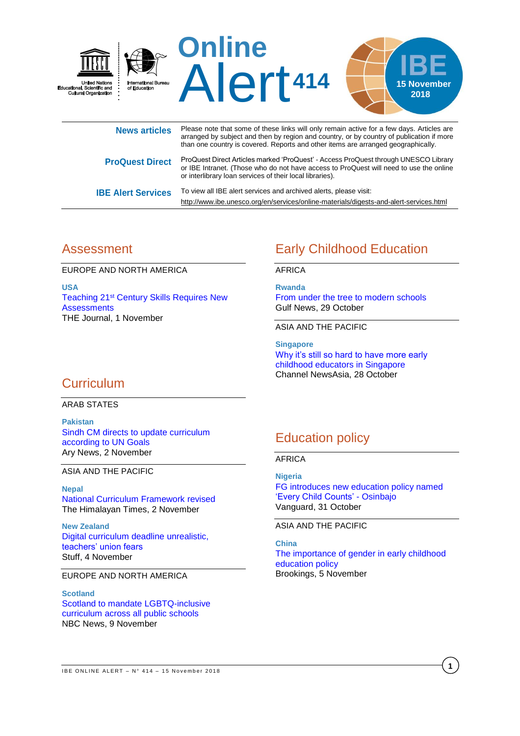United Nations Educational, Scientific and Cultural Organization

International Bureau of Education

# Online Alert 414

IBE 15 November 2018

| | |
|---|---|
| **News articles** | Please note that some of these links will only remain active for a few days. Articles are arranged by subject and then by region and country, or by country of publication if more than one country is covered. Reports and other items are arranged geographically. |
| **ProQuest Direct** | ProQuest Direct Articles marked 'ProQuest' - Access ProQuest through UNESCO Library or IBE Intranet. (Those who do not have access to ProQuest will need to use the online or interlibrary loan services of their local libraries). |
| **IBE Alert Services** | To view all IBE alert services and archived alerts, please visit: http://www.ibe.unesco.org/en/services/online-materials/digests-and-alert-services.html |

## Assessment

EUROPE AND NORTH AMERICA

**USA**
Teaching 21st Century Skills Requires New Assessments
THE Journal, 1 November

## Curriculum

ARAB STATES

**Pakistan**
Sindh CM directs to update curriculum according to UN Goals
Ary News, 2 November

ASIA AND THE PACIFIC

**Nepal**
National Curriculum Framework revised
The Himalayan Times, 2 November

**New Zealand**
Digital curriculum deadline unrealistic, teachers' union fears
Stuff, 4 November

EUROPE AND NORTH AMERICA

**Scotland**
Scotland to mandate LGBTQ-inclusive curriculum across all public schools
NBC News, 9 November

## Early Childhood Education

AFRICA

**Rwanda**
From under the tree to modern schools
Gulf News, 29 October

ASIA AND THE PACIFIC

**Singapore**
Why it's still so hard to have more early childhood educators in Singapore
Channel NewsAsia, 28 October

## Education policy

AFRICA

**Nigeria**
FG introduces new education policy named 'Every Child Counts' - Osinbajo
Vanguard, 31 October

ASIA AND THE PACIFIC

**China**
The importance of gender in early childhood education policy
Brookings, 5 November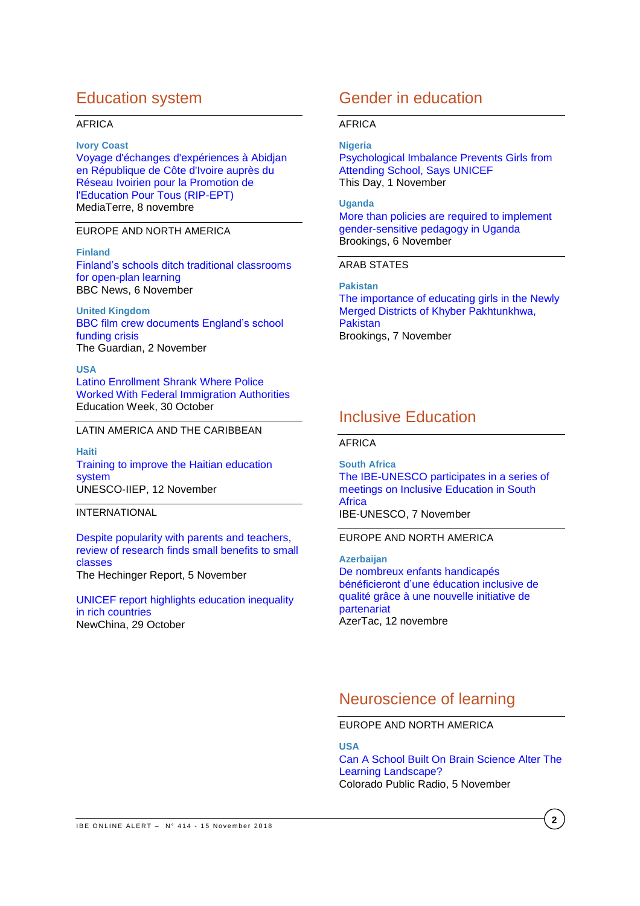## Education system

AFRICA

**Ivory Coast**
Voyage d'échanges d'expériences à Abidjan en République de Côte d'Ivoire auprès du Réseau Ivoirien pour la Promotion de l'Education Pour Tous (RIP-EPT)
MediaTerre, 8 novembre

EUROPE AND NORTH AMERICA

**Finland**
Finland's schools ditch traditional classrooms for open-plan learning
BBC News, 6 November

**United Kingdom**
BBC film crew documents England's school funding crisis
The Guardian, 2 November

**USA**
Latino Enrollment Shrank Where Police Worked With Federal Immigration Authorities
Education Week, 30 October

LATIN AMERICA AND THE CARIBBEAN

**Haiti**
Training to improve the Haitian education system
UNESCO-IIEP, 12 November

INTERNATIONAL

Despite popularity with parents and teachers, review of research finds small benefits to small classes
The Hechinger Report, 5 November

UNICEF report highlights education inequality in rich countries
NewChina, 29 October

## Gender in education

AFRICA

**Nigeria**
Psychological Imbalance Prevents Girls from Attending School, Says UNICEF
This Day, 1 November

**Uganda**
More than policies are required to implement gender-sensitive pedagogy in Uganda
Brookings, 6 November

ARAB STATES

**Pakistan**
The importance of educating girls in the Newly Merged Districts of Khyber Pakhtunkhwa, Pakistan
Brookings, 7 November

## Inclusive Education

AFRICA

**South Africa**
The IBE-UNESCO participates in a series of meetings on Inclusive Education in South Africa
IBE-UNESCO, 7 November

EUROPE AND NORTH AMERICA

**Azerbaijan**
De nombreux enfants handicapés bénéficieront d'une éducation inclusive de qualité grâce à une nouvelle initiative de partenariat
AzerTac, 12 novembre

## Neuroscience of learning

EUROPE AND NORTH AMERICA

**USA**
Can A School Built On Brain Science Alter The Learning Landscape?
Colorado Public Radio, 5 November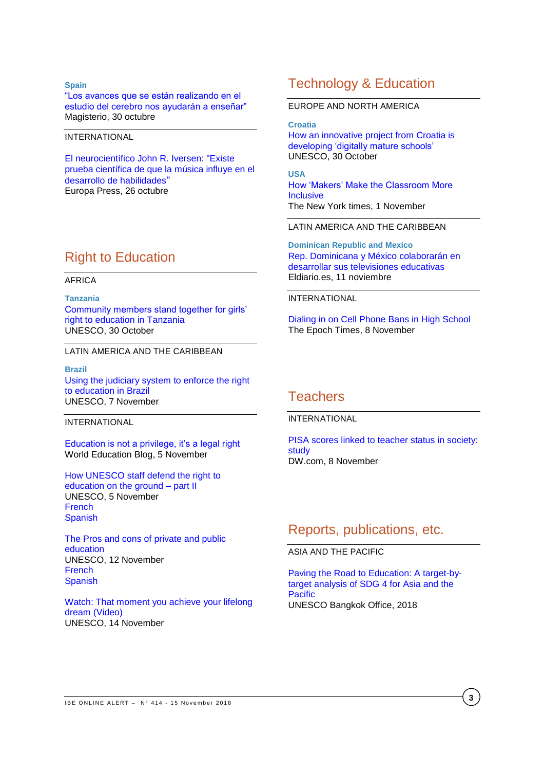**Spain**

“Los avances que se están realizando en el estudio del cerebro nos ayudarán a enseñar”
Magisterio, 30 octubre

INTERNATIONAL

El neurocientífico John R. Iversen: "Existe prueba científica de que la música influye en el desarrollo de habilidades"
Europa Press, 26 octubre

## Right to Education

AFRICA

**Tanzania**

Community members stand together for girls’ right to education in Tanzania
UNESCO, 30 October

LATIN AMERICA AND THE CARIBBEAN

**Brazil**

Using the judiciary system to enforce the right to education in Brazil
UNESCO, 7 November

INTERNATIONAL

Education is not a privilege, it’s a legal right
World Education Blog, 5 November

How UNESCO staff defend the right to education on the ground – part II
UNESCO, 5 November
French
Spanish

The Pros and cons of private and public education
UNESCO, 12 November
French
Spanish

Watch: That moment you achieve your lifelong dream (Video)
UNESCO, 14 November

## Technology & Education

EUROPE AND NORTH AMERICA

**Croatia**

How an innovative project from Croatia is developing ‘digitally mature schools’
UNESCO, 30 October

**USA**

How ‘Makers’ Make the Classroom More Inclusive
The New York times, 1 November

LATIN AMERICA AND THE CARIBBEAN

**Dominican Republic and Mexico**

Rep. Dominicana y México colaborarán en desarrollar sus televisiones educativas
Eldiario.es, 11 noviembre

INTERNATIONAL

Dialing in on Cell Phone Bans in High School
The Epoch Times, 8 November

## Teachers

INTERNATIONAL

PISA scores linked to teacher status in society: study
DW.com, 8 November

## Reports, publications, etc.

ASIA AND THE PACIFIC

Paving the Road to Education: A target-by-target analysis of SDG 4 for Asia and the Pacific
UNESCO Bangkok Office, 2018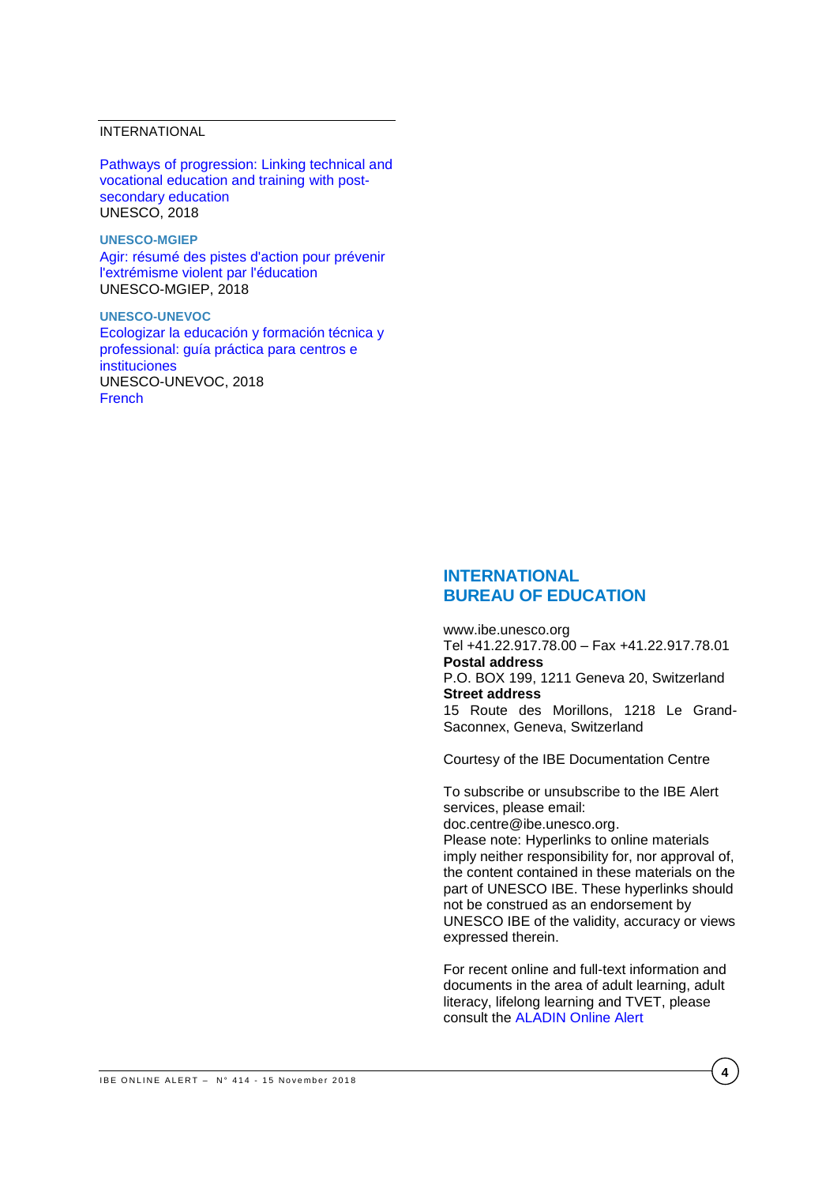INTERNATIONAL

Pathways of progression: Linking technical and vocational education and training with post-secondary education
UNESCO, 2018

**UNESCO-MGIEP**

Agir: résumé des pistes d'action pour prévenir l'extrémisme violent par l'éducation
UNESCO-MGIEP, 2018

**UNESCO-UNEVOC**

Ecologizar la educación y formación técnica y professional: guía práctica para centros e instituciones
UNESCO-UNEVOC, 2018
French

## INTERNATIONAL BUREAU OF EDUCATION

www.ibe.unesco.org
Tel +41.22.917.78.00 – Fax +41.22.917.78.01
**Postal address**
P.O. BOX 199, 1211 Geneva 20, Switzerland
**Street address**
15 Route des Morillons, 1218 Le Grand-Saconnex, Geneva, Switzerland

Courtesy of the IBE Documentation Centre

To subscribe or unsubscribe to the IBE Alert services, please email: doc.centre@ibe.unesco.org.
Please note: Hyperlinks to online materials imply neither responsibility for, nor approval of, the content contained in these materials on the part of UNESCO IBE. These hyperlinks should not be construed as an endorsement by UNESCO IBE of the validity, accuracy or views expressed therein.

For recent online and full-text information and documents in the area of adult learning, adult literacy, lifelong learning and TVET, please consult the ALADIN Online Alert